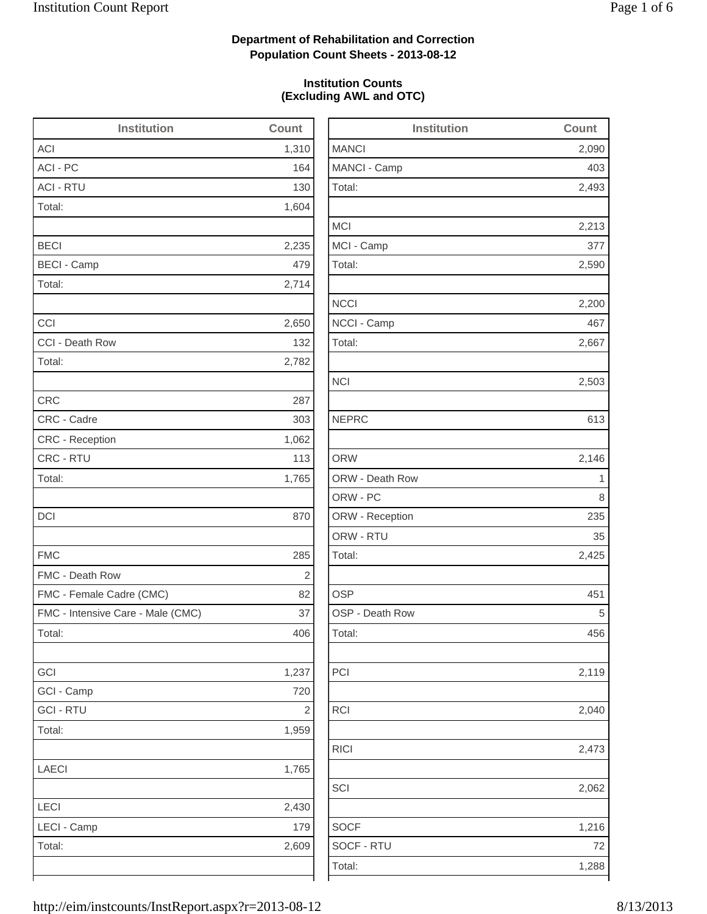**Department of Rehabilitation and Correction**
**Population Count Sheets - 2013-08-12**

**Institution Counts**
**(Excluding AWL and OTC)**

| Institution | Count |
|---|---|
| ACI | 1,310 |
| ACI - PC | 164 |
| ACI - RTU | 130 |
| Total: | 1,604 |
| | |
| BECI | 2,235 |
| BECI - Camp | 479 |
| Total: | 2,714 |
| | |
| CCI | 2,650 |
| CCI - Death Row | 132 |
| Total: | 2,782 |
| | |
| CRC | 287 |
| CRC - Cadre | 303 |
| CRC - Reception | 1,062 |
| CRC - RTU | 113 |
| Total: | 1,765 |
| | |
| DCI | 870 |
| | |
| FMC | 285 |
| FMC - Death Row | 2 |
| FMC - Female Cadre (CMC) | 82 |
| FMC - Intensive Care - Male (CMC) | 37 |
| Total: | 406 |
| | |
| GCI | 1,237 |
| GCI - Camp | 720 |
| GCI - RTU | 2 |
| Total: | 1,959 |
| | |
| LAECI | 1,765 |
| | |
| LECI | 2,430 |
| LECI - Camp | 179 |
| Total: | 2,609 |

| Institution | Count |
|---|---|
| MANCI | 2,090 |
| MANCI - Camp | 403 |
| Total: | 2,493 |
| | |
| MCI | 2,213 |
| MCI - Camp | 377 |
| Total: | 2,590 |
| | |
| NCCI | 2,200 |
| NCCI - Camp | 467 |
| Total: | 2,667 |
| | |
| NCI | 2,503 |
| | |
| NEPRC | 613 |
| | |
| ORW | 2,146 |
| ORW - Death Row | 1 |
| ORW - PC | 8 |
| ORW - Reception | 235 |
| ORW - RTU | 35 |
| Total: | 2,425 |
| | |
| OSP | 451 |
| OSP - Death Row | 5 |
| Total: | 456 |
| | |
| PCI | 2,119 |
| | |
| RCI | 2,040 |
| | |
| RICI | 2,473 |
| | |
| SCI | 2,062 |
| | |
| SOCF | 1,216 |
| SOCF - RTU | 72 |
| Total: | 1,288 |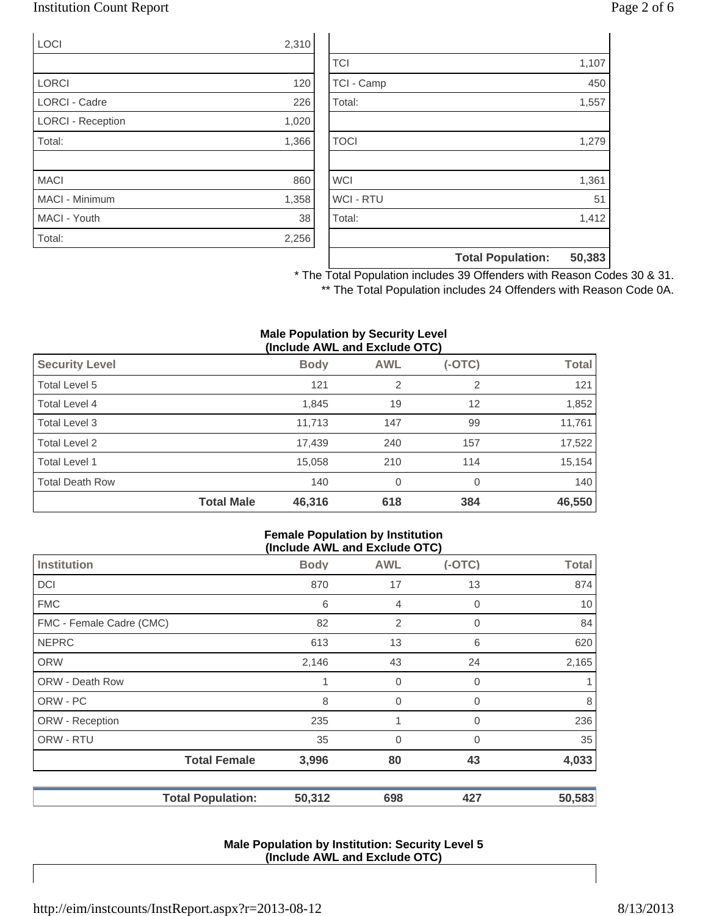| | |
|---|---|
| LOCI | 2,310 |
| | |
| LORCI | 120 |
| LORCI - Cadre | 226 |
| LORCI - Reception | 1,020 |
| Total: | 1,366 |
| | |
| MACI | 860 |
| MACI - Minimum | 1,358 |
| MACI - Youth | 38 |
| Total: | 2,256 |

| | |
|---|---|
| | |
| TCI | 1,107 |
| TCI - Camp | 450 |
| Total: | 1,557 |
| | |
| TOCI | 1,279 |
| | |
| WCI | 1,361 |
| WCI - RTU | 51 |
| Total: | 1,412 |
| | |
| **Total Population:** | **50,383** |

\* The Total Population includes 39 Offenders with Reason Codes 30 & 31.

\*\* The Total Population includes 24 Offenders with Reason Code 0A.

**Male Population by Security Level (Include AWL and Exclude OTC)**

| Security Level | Body | AWL | (-OTC) | Total |
|---|---|---|---|---|
| Total Level 5 | 121 | 2 | 2 | 121 |
| Total Level 4 | 1,845 | 19 | 12 | 1,852 |
| Total Level 3 | 11,713 | 147 | 99 | 11,761 |
| Total Level 2 | 17,439 | 240 | 157 | 17,522 |
| Total Level 1 | 15,058 | 210 | 114 | 15,154 |
| Total Death Row | 140 | 0 | 0 | 140 |
| **Total Male** | **46,316** | **618** | **384** | **46,550** |

**Female Population by Institution (Include AWL and Exclude OTC)**

| Institution | Body | AWL | (-OTC) | Total |
|---|---|---|---|---|
| DCI | 870 | 17 | 13 | 874 |
| FMC | 6 | 4 | 0 | 10 |
| FMC - Female Cadre (CMC) | 82 | 2 | 0 | 84 |
| NEPRC | 613 | 13 | 6 | 620 |
| ORW | 2,146 | 43 | 24 | 2,165 |
| ORW - Death Row | 1 | 0 | 0 | 1 |
| ORW - PC | 8 | 0 | 0 | 8 |
| ORW - Reception | 235 | 1 | 0 | 236 |
| ORW - RTU | 35 | 0 | 0 | 35 |
| **Total Female** | **3,996** | **80** | **43** | **4,033** |

| | Body | AWL | (-OTC) | Total |
|---|---|---|---|---|
| **Total Population:** | **50,312** | **698** | **427** | **50,583** |

**Male Population by Institution: Security Level 5 (Include AWL and Exclude OTC)**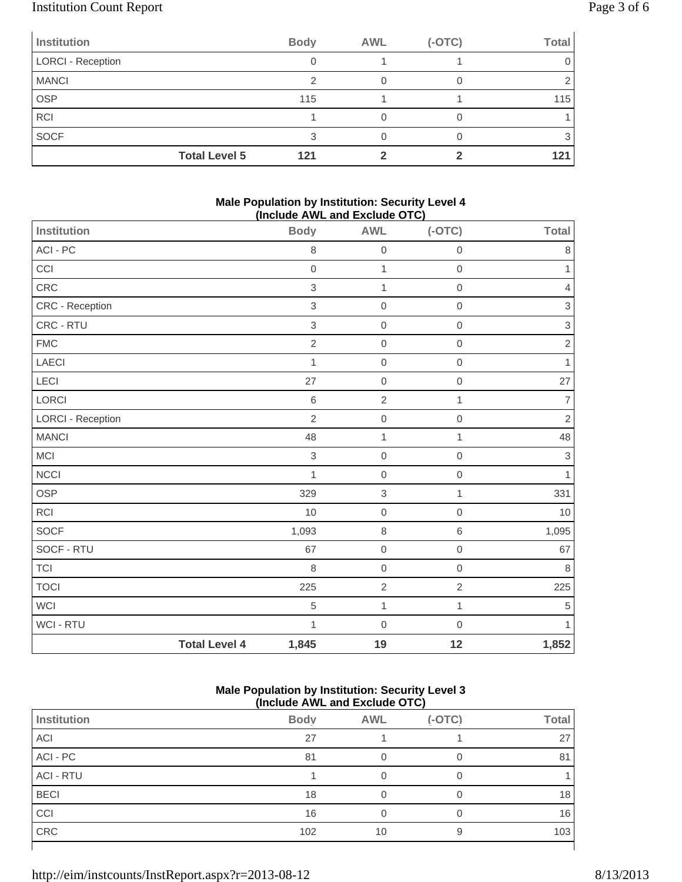| Institution | Body | AWL | (-OTC) | Total |
|---|---|---|---|---|
| LORCI - Reception | 0 | 1 | 1 | 0 |
| MANCI | 2 | 0 | 0 | 2 |
| OSP | 115 | 1 | 1 | 115 |
| RCI | 1 | 0 | 0 | 1 |
| SOCF | 3 | 0 | 0 | 3 |
| **Total Level 5** | **121** | **2** | **2** | **121** |

**Male Population by Institution: Security Level 4 (Include AWL and Exclude OTC)**

| Institution | Body | AWL | (-OTC) | Total |
|---|---|---|---|---|
| ACI - PC | 8 | 0 | 0 | 8 |
| CCI | 0 | 1 | 0 | 1 |
| CRC | 3 | 1 | 0 | 4 |
| CRC - Reception | 3 | 0 | 0 | 3 |
| CRC - RTU | 3 | 0 | 0 | 3 |
| FMC | 2 | 0 | 0 | 2 |
| LAECI | 1 | 0 | 0 | 1 |
| LECI | 27 | 0 | 0 | 27 |
| LORCI | 6 | 2 | 1 | 7 |
| LORCI - Reception | 2 | 0 | 0 | 2 |
| MANCI | 48 | 1 | 1 | 48 |
| MCI | 3 | 0 | 0 | 3 |
| NCCI | 1 | 0 | 0 | 1 |
| OSP | 329 | 3 | 1 | 331 |
| RCI | 10 | 0 | 0 | 10 |
| SOCF | 1,093 | 8 | 6 | 1,095 |
| SOCF - RTU | 67 | 0 | 0 | 67 |
| TCI | 8 | 0 | 0 | 8 |
| TOCI | 225 | 2 | 2 | 225 |
| WCI | 5 | 1 | 1 | 5 |
| WCI - RTU | 1 | 0 | 0 | 1 |
| **Total Level 4** | **1,845** | **19** | **12** | **1,852** |

**Male Population by Institution: Security Level 3 (Include AWL and Exclude OTC)**

| Institution | Body | AWL | (-OTC) | Total |
|---|---|---|---|---|
| ACI | 27 | 1 | 1 | 27 |
| ACI - PC | 81 | 0 | 0 | 81 |
| ACI - RTU | 1 | 0 | 0 | 1 |
| BECI | 18 | 0 | 0 | 18 |
| CCI | 16 | 0 | 0 | 16 |
| CRC | 102 | 10 | 9 | 103 |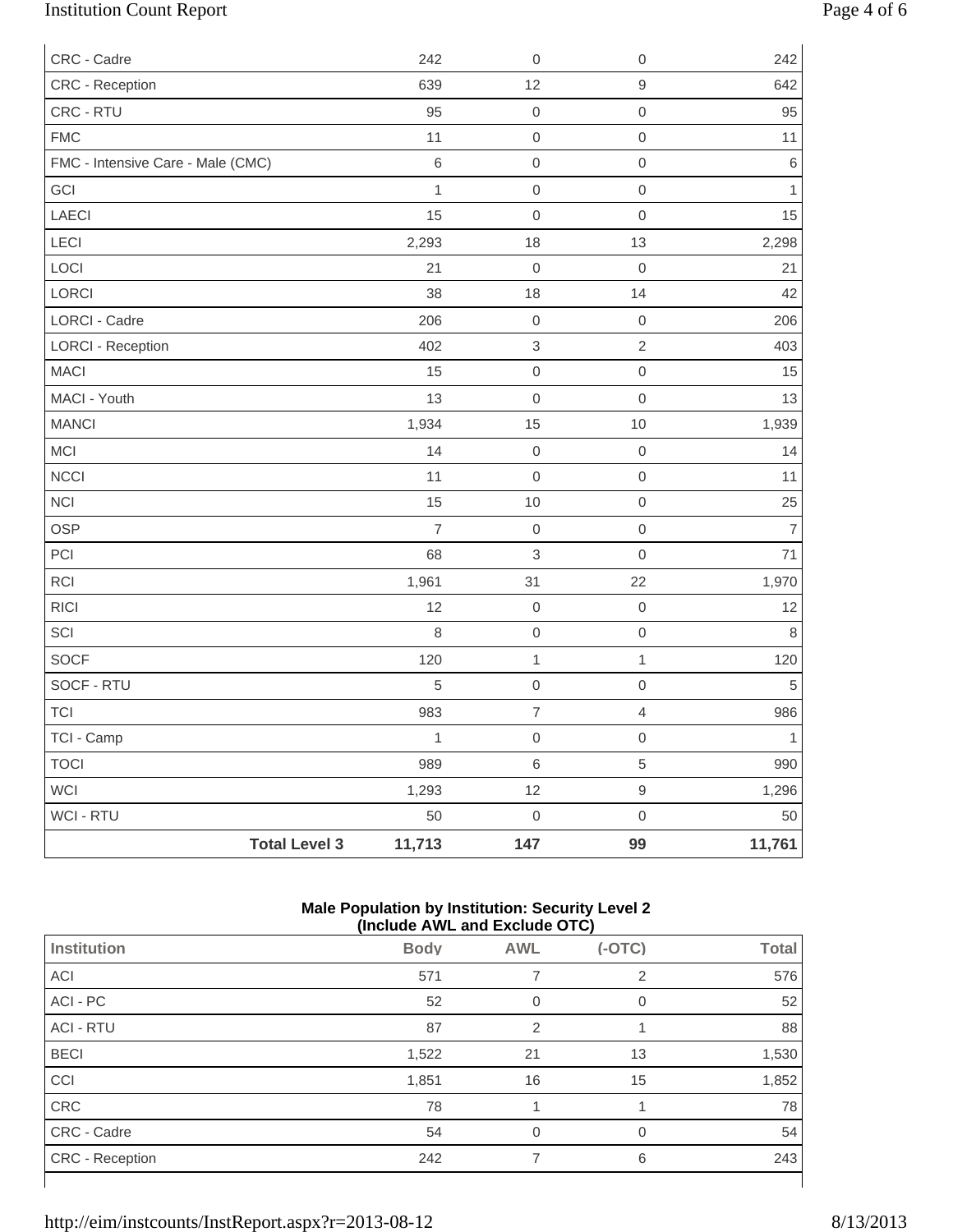| | | | |
|---|---|---|---|
| CRC - Cadre | 242 | 0 | 0 | 242 |
| CRC - Reception | 639 | 12 | 9 | 642 |
| CRC - RTU | 95 | 0 | 0 | 95 |
| FMC | 11 | 0 | 0 | 11 |
| FMC - Intensive Care - Male (CMC) | 6 | 0 | 0 | 6 |
| GCI | 1 | 0 | 0 | 1 |
| LAECI | 15 | 0 | 0 | 15 |
| LECI | 2,293 | 18 | 13 | 2,298 |
| LOCI | 21 | 0 | 0 | 21 |
| LORCI | 38 | 18 | 14 | 42 |
| LORCI - Cadre | 206 | 0 | 0 | 206 |
| LORCI - Reception | 402 | 3 | 2 | 403 |
| MACI | 15 | 0 | 0 | 15 |
| MACI - Youth | 13 | 0 | 0 | 13 |
| MANCI | 1,934 | 15 | 10 | 1,939 |
| MCI | 14 | 0 | 0 | 14 |
| NCCI | 11 | 0 | 0 | 11 |
| NCI | 15 | 10 | 0 | 25 |
| OSP | 7 | 0 | 0 | 7 |
| PCI | 68 | 3 | 0 | 71 |
| RCI | 1,961 | 31 | 22 | 1,970 |
| RICI | 12 | 0 | 0 | 12 |
| SCI | 8 | 0 | 0 | 8 |
| SOCF | 120 | 1 | 1 | 120 |
| SOCF - RTU | 5 | 0 | 0 | 5 |
| TCI | 983 | 7 | 4 | 986 |
| TCI - Camp | 1 | 0 | 0 | 1 |
| TOCI | 989 | 6 | 5 | 990 |
| WCI | 1,293 | 12 | 9 | 1,296 |
| WCI - RTU | 50 | 0 | 0 | 50 |
| **Total Level 3** | **11,713** | **147** | **99** | **11,761** |

**Male Population by Institution: Security Level 2 (Include AWL and Exclude OTC)**

| Institution | Body | AWL | (-OTC) | Total |
|---|---|---|---|---|
| ACI | 571 | 7 | 2 | 576 |
| ACI - PC | 52 | 0 | 0 | 52 |
| ACI - RTU | 87 | 2 | 1 | 88 |
| BECI | 1,522 | 21 | 13 | 1,530 |
| CCI | 1,851 | 16 | 15 | 1,852 |
| CRC | 78 | 1 | 1 | 78 |
| CRC - Cadre | 54 | 0 | 0 | 54 |
| CRC - Reception | 242 | 7 | 6 | 243 |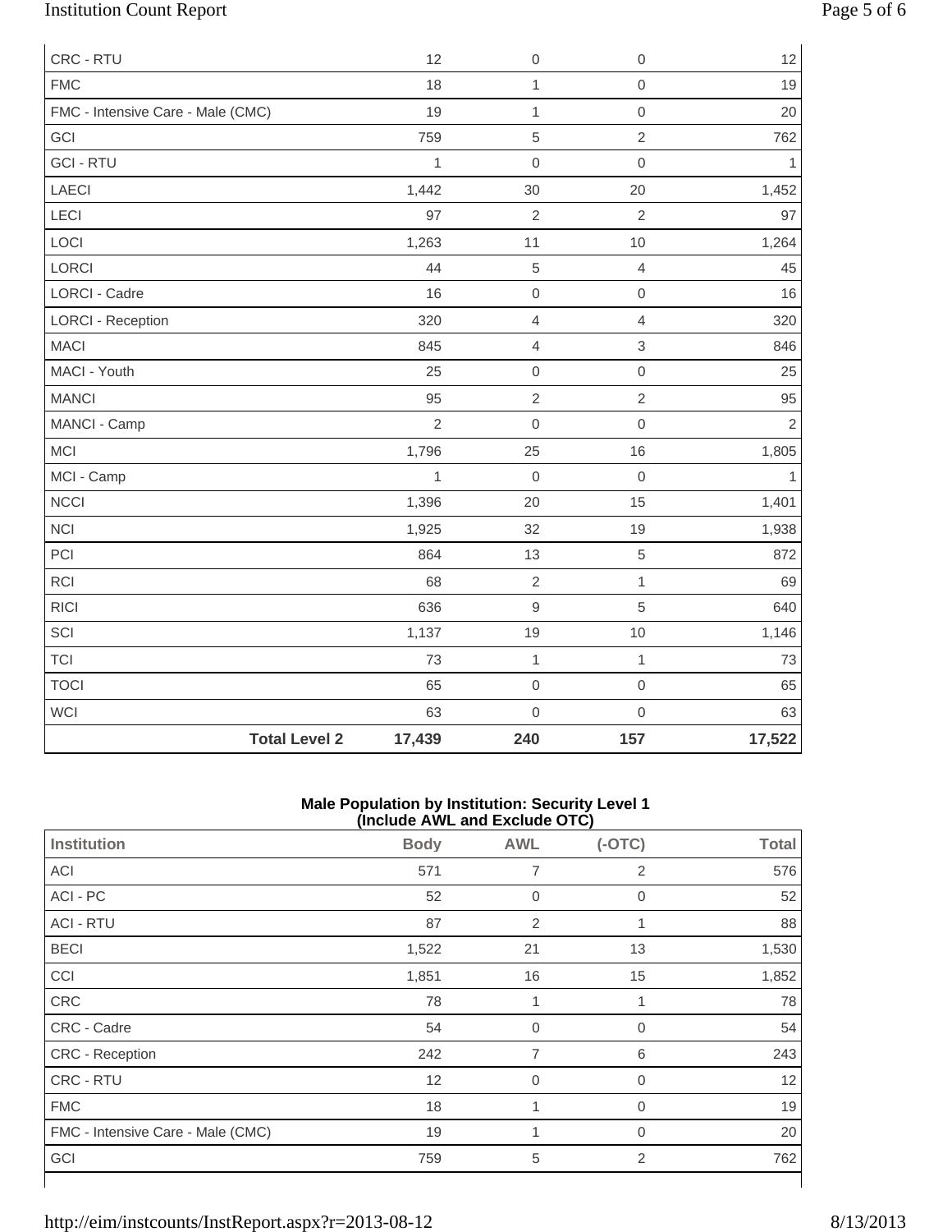| | | | | |
|---|---|---|---|---|
| CRC - RTU | 12 | 0 | 0 | 12 |
| FMC | 18 | 1 | 0 | 19 |
| FMC - Intensive Care - Male (CMC) | 19 | 1 | 0 | 20 |
| GCI | 759 | 5 | 2 | 762 |
| GCI - RTU | 1 | 0 | 0 | 1 |
| LAECI | 1,442 | 30 | 20 | 1,452 |
| LECI | 97 | 2 | 2 | 97 |
| LOCI | 1,263 | 11 | 10 | 1,264 |
| LORCI | 44 | 5 | 4 | 45 |
| LORCI - Cadre | 16 | 0 | 0 | 16 |
| LORCI - Reception | 320 | 4 | 4 | 320 |
| MACI | 845 | 4 | 3 | 846 |
| MACI - Youth | 25 | 0 | 0 | 25 |
| MANCI | 95 | 2 | 2 | 95 |
| MANCI - Camp | 2 | 0 | 0 | 2 |
| MCI | 1,796 | 25 | 16 | 1,805 |
| MCI - Camp | 1 | 0 | 0 | 1 |
| NCCI | 1,396 | 20 | 15 | 1,401 |
| NCI | 1,925 | 32 | 19 | 1,938 |
| PCI | 864 | 13 | 5 | 872 |
| RCI | 68 | 2 | 1 | 69 |
| RICI | 636 | 9 | 5 | 640 |
| SCI | 1,137 | 19 | 10 | 1,146 |
| TCI | 73 | 1 | 1 | 73 |
| TOCI | 65 | 0 | 0 | 65 |
| WCI | 63 | 0 | 0 | 63 |
| **Total Level 2** | **17,439** | **240** | **157** | **17,522** |

**Male Population by Institution: Security Level 1 (Include AWL and Exclude OTC)**

| Institution | Body | AWL | (-OTC) | Total |
|---|---|---|---|---|
| ACI | 571 | 7 | 2 | 576 |
| ACI - PC | 52 | 0 | 0 | 52 |
| ACI - RTU | 87 | 2 | 1 | 88 |
| BECI | 1,522 | 21 | 13 | 1,530 |
| CCI | 1,851 | 16 | 15 | 1,852 |
| CRC | 78 | 1 | 1 | 78 |
| CRC - Cadre | 54 | 0 | 0 | 54 |
| CRC - Reception | 242 | 7 | 6 | 243 |
| CRC - RTU | 12 | 0 | 0 | 12 |
| FMC | 18 | 1 | 0 | 19 |
| FMC - Intensive Care - Male (CMC) | 19 | 1 | 0 | 20 |
| GCI | 759 | 5 | 2 | 762 |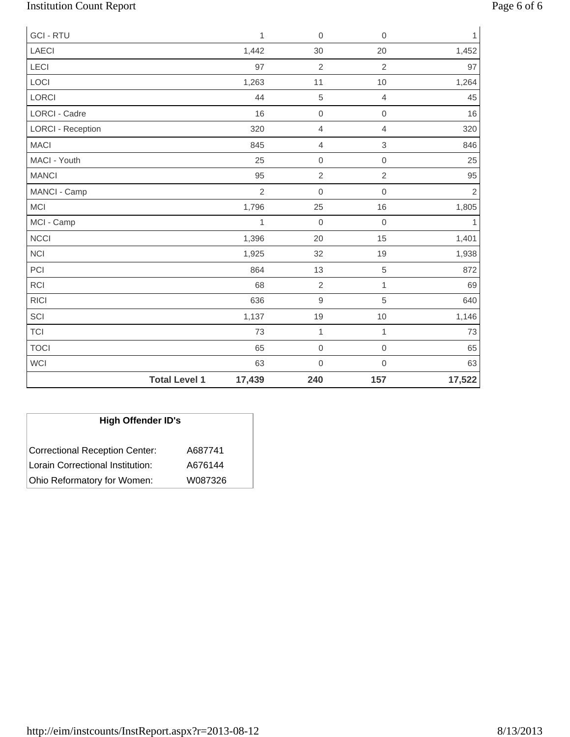| | | | | |
|---|---|---|---|---|
| GCI - RTU | 1 | 0 | 0 | 1 |
| LAECI | 1,442 | 30 | 20 | 1,452 |
| LECI | 97 | 2 | 2 | 97 |
| LOCI | 1,263 | 11 | 10 | 1,264 |
| LORCI | 44 | 5 | 4 | 45 |
| LORCI - Cadre | 16 | 0 | 0 | 16 |
| LORCI - Reception | 320 | 4 | 4 | 320 |
| MACI | 845 | 4 | 3 | 846 |
| MACI - Youth | 25 | 0 | 0 | 25 |
| MANCI | 95 | 2 | 2 | 95 |
| MANCI - Camp | 2 | 0 | 0 | 2 |
| MCI | 1,796 | 25 | 16 | 1,805 |
| MCI - Camp | 1 | 0 | 0 | 1 |
| NCCI | 1,396 | 20 | 15 | 1,401 |
| NCI | 1,925 | 32 | 19 | 1,938 |
| PCI | 864 | 13 | 5 | 872 |
| RCI | 68 | 2 | 1 | 69 |
| RICI | 636 | 9 | 5 | 640 |
| SCI | 1,137 | 19 | 10 | 1,146 |
| TCI | 73 | 1 | 1 | 73 |
| TOCI | 65 | 0 | 0 | 65 |
| WCI | 63 | 0 | 0 | 63 |
| **Total Level 1** | **17,439** | **240** | **157** | **17,522** |

| **High Offender ID's** | |
|---|---|
| Correctional Reception Center: | A687741 |
| Lorain Correctional Institution: | A676144 |
| Ohio Reformatory for Women: | W087326 |